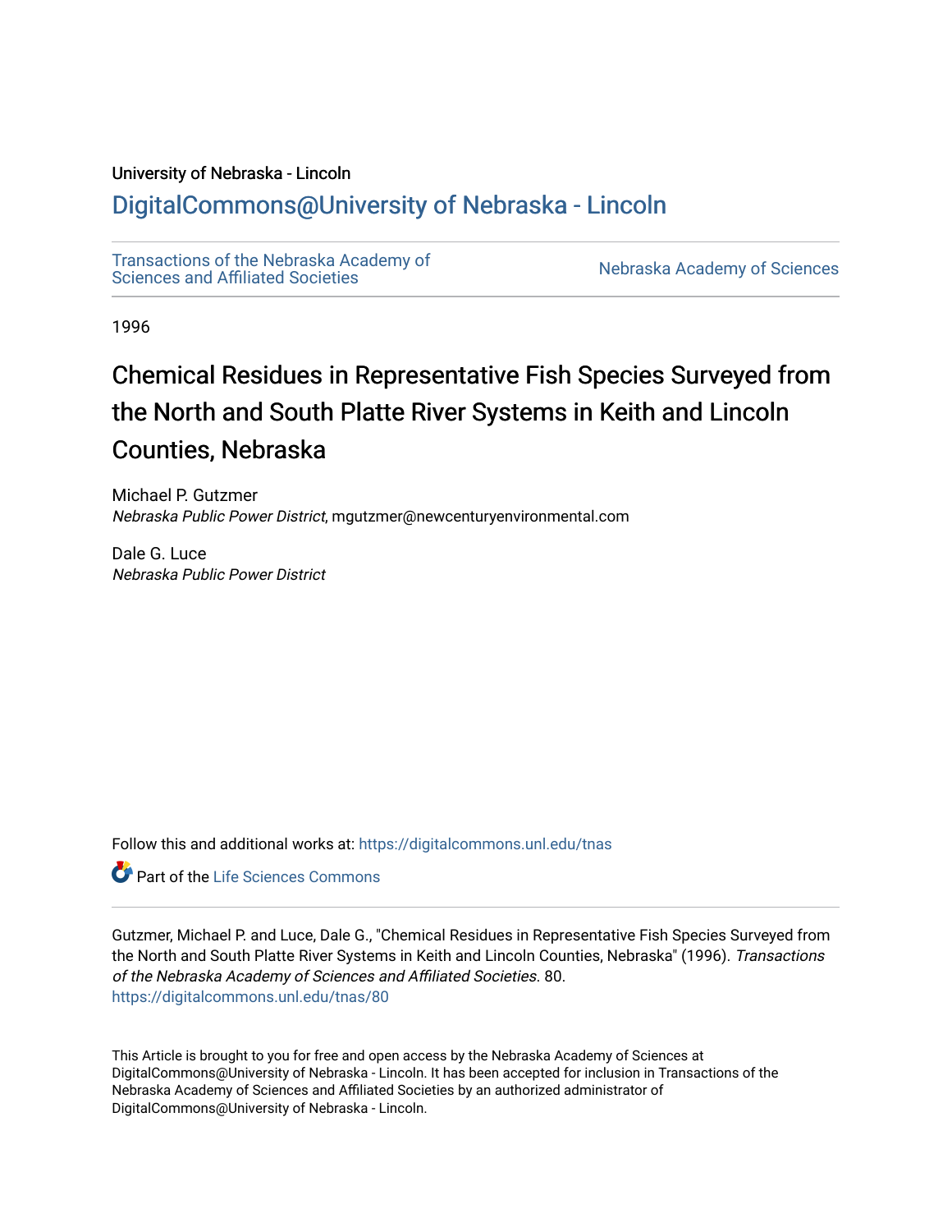University of Nebraska - Lincoln

## DigitalCommons@University of Nebraska - Lincoln

Transactions of the Nebraska Academy of Sciences and Affiliated Societies

Nebraska Academy of Sciences

1996

# Chemical Residues in Representative Fish Species Surveyed from the North and South Platte River Systems in Keith and Lincoln Counties, Nebraska

Michael P. Gutzmer
*Nebraska Public Power District*, mgutzmer@newcenturyenvironmental.com

Dale G. Luce
*Nebraska Public Power District*

Follow this and additional works at: https://digitalcommons.unl.edu/tnas

Part of the Life Sciences Commons

Gutzmer, Michael P. and Luce, Dale G., "Chemical Residues in Representative Fish Species Surveyed from the North and South Platte River Systems in Keith and Lincoln Counties, Nebraska" (1996). *Transactions of the Nebraska Academy of Sciences and Affiliated Societies*. 80.
https://digitalcommons.unl.edu/tnas/80

This Article is brought to you for free and open access by the Nebraska Academy of Sciences at DigitalCommons@University of Nebraska - Lincoln. It has been accepted for inclusion in Transactions of the Nebraska Academy of Sciences and Affiliated Societies by an authorized administrator of DigitalCommons@University of Nebraska - Lincoln.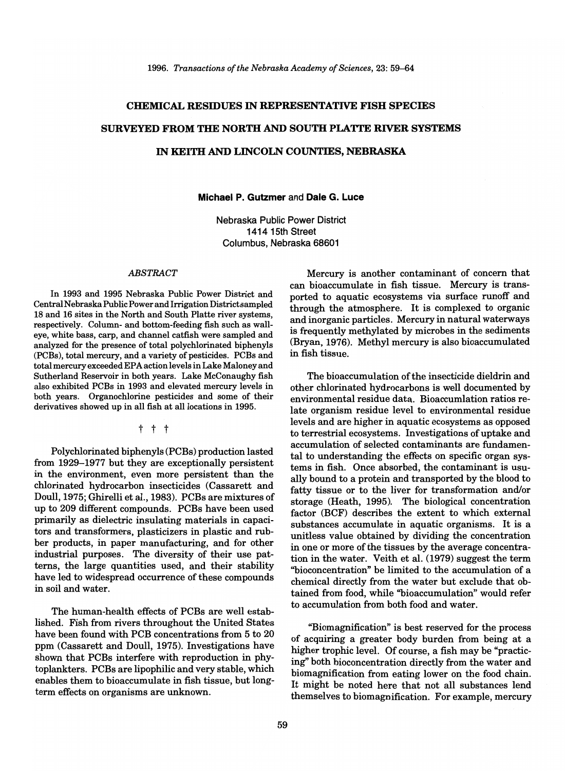# CHEMICAL RESIDUES IN REPRESENTATIVE FISH SPECIES SURVEYED FROM THE NORTH AND SOUTH PLATTE RIVER SYSTEMS IN KEITH AND LINCOLN COUNTIES, NEBRASKA

**Michael P. Gutzmer** and **Dale G. Luce**

Nebraska Public Power District
1414 15th Street
Columbus, Nebraska 68601

*ABSTRACT*

In 1993 and 1995 Nebraska Public Power District and Central Nebraska Public Power and Irrigation District sampled 18 and 16 sites in the North and South Platte river systems, respectively. Column- and bottom-feeding fish such as walleye, white bass, carp, and channel catfish were sampled and analyzed for the presence of total polychlorinated biphenyls (PCBs), total mercury, and a variety of pesticides. PCBs and total mercury exceeded EPA action levels in Lake Maloney and Sutherland Reservoir in both years. Lake McConaughy fish also exhibited PCBs in 1993 and elevated mercury levels in both years. Organochlorine pesticides and some of their derivatives showed up in all fish at all locations in 1995.

† † †

Polychlorinated biphenyls (PCBs) production lasted from 1929–1977 but they are exceptionally persistent in the environment, even more persistent than the chlorinated hydrocarbon insecticides (Cassarett and Doull, 1975; Ghirelli et al., 1983). PCBs are mixtures of up to 209 different compounds. PCBs have been used primarily as dielectric insulating materials in capacitors and transformers, plasticizers in plastic and rubber products, in paper manufacturing, and for other industrial purposes. The diversity of their use patterns, the large quantities used, and their stability have led to widespread occurrence of these compounds in soil and water.

The human-health effects of PCBs are well established. Fish from rivers throughout the United States have been found with PCB concentrations from 5 to 20 ppm (Cassarett and Doull, 1975). Investigations have shown that PCBs interfere with reproduction in phytoplankters. PCBs are lipophilic and very stable, which enables them to bioaccumulate in fish tissue, but long-term effects on organisms are unknown.

Mercury is another contaminant of concern that can bioaccumulate in fish tissue. Mercury is transported to aquatic ecosystems via surface runoff and through the atmosphere. It is complexed to organic and inorganic particles. Mercury in natural waterways is frequently methylated by microbes in the sediments (Bryan, 1976). Methyl mercury is also bioaccumulated in fish tissue.

The bioaccumulation of the insecticide dieldrin and other chlorinated hydrocarbons is well documented by environmental residue data. Bioaccumlation ratios relate organism residue level to environmental residue levels and are higher in aquatic ecosystems as opposed to terrestrial ecosystems. Investigations of uptake and accumulation of selected contaminants are fundamental to understanding the effects on specific organ systems in fish. Once absorbed, the contaminant is usually bound to a protein and transported by the blood to fatty tissue or to the liver for transformation and/or storage (Heath, 1995). The biological concentration factor (BCF) describes the extent to which external substances accumulate in aquatic organisms. It is a unitless value obtained by dividing the concentration in one or more of the tissues by the average concentration in the water. Veith et al. (1979) suggest the term "bioconcentration" be limited to the accumulation of a chemical directly from the water but exclude that obtained from food, while "bioaccumulation" would refer to accumulation from both food and water.

"Biomagnification" is best reserved for the process of acquiring a greater body burden from being at a higher trophic level. Of course, a fish may be "practicing" both bioconcentration directly from the water and biomagnification from eating lower on the food chain. It might be noted here that not all substances lend themselves to biomagnification. For example, mercury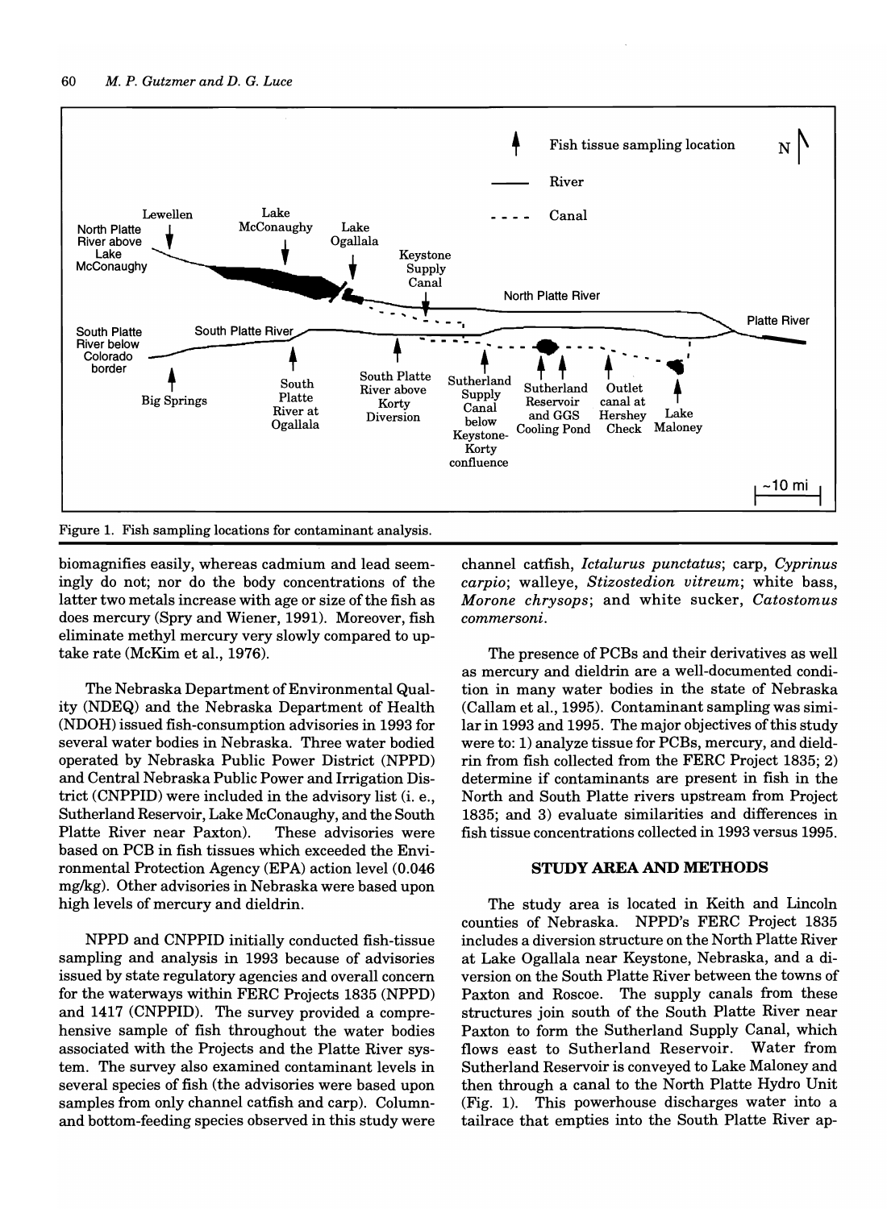Figure 1. Fish sampling locations for contaminant analysis.

biomagnifies easily, whereas cadmium and lead seemingly do not; nor do the body concentrations of the latter two metals increase with age or size of the fish as does mercury (Spry and Wiener, 1991). Moreover, fish eliminate methyl mercury very slowly compared to uptake rate (McKim et al., 1976).

The Nebraska Department of Environmental Quality (NDEQ) and the Nebraska Department of Health (NDOH) issued fish-consumption advisories in 1993 for several water bodies in Nebraska. Three water bodied operated by Nebraska Public Power District (NPPD) and Central Nebraska Public Power and Irrigation District (CNPPID) were included in the advisory list (i. e., Sutherland Reservoir, Lake McConaughy, and the South Platte River near Paxton). These advisories were based on PCB in fish tissues which exceeded the Environmental Protection Agency (EPA) action level (0.046 mg/kg). Other advisories in Nebraska were based upon high levels of mercury and dieldrin.

NPPD and CNPPID initially conducted fish-tissue sampling and analysis in 1993 because of advisories issued by state regulatory agencies and overall concern for the waterways within FERC Projects 1835 (NPPD) and 1417 (CNPPID). The survey provided a comprehensive sample of fish throughout the water bodies associated with the Projects and the Platte River system. The survey also examined contaminant levels in several species of fish (the advisories were based upon samples from only channel catfish and carp). Column- and bottom-feeding species observed in this study were channel catfish, *Ictalurus punctatus*; carp, *Cyprinus carpio*; walleye, *Stizostedion vitreum*; white bass, *Morone chrysops*; and white sucker, *Catostomus commersoni*.

The presence of PCBs and their derivatives as well as mercury and dieldrin are a well-documented condition in many water bodies in the state of Nebraska (Callam et al., 1995). Contaminant sampling was similar in 1993 and 1995. The major objectives of this study were to: 1) analyze tissue for PCBs, mercury, and dieldrin from fish collected from the FERC Project 1835; 2) determine if contaminants are present in fish in the North and South Platte rivers upstream from Project 1835; and 3) evaluate similarities and differences in fish tissue concentrations collected in 1993 versus 1995.

## STUDY AREA AND METHODS

The study area is located in Keith and Lincoln counties of Nebraska. NPPD's FERC Project 1835 includes a diversion structure on the North Platte River at Lake Ogallala near Keystone, Nebraska, and a diversion on the South Platte River between the towns of Paxton and Roscoe. The supply canals from these structures join south of the South Platte River near Paxton to form the Sutherland Supply Canal, which flows east to Sutherland Reservoir. Water from Sutherland Reservoir is conveyed to Lake Maloney and then through a canal to the North Platte Hydro Unit (Fig. 1). This powerhouse discharges water into a tailrace that empties into the South Platte River ap-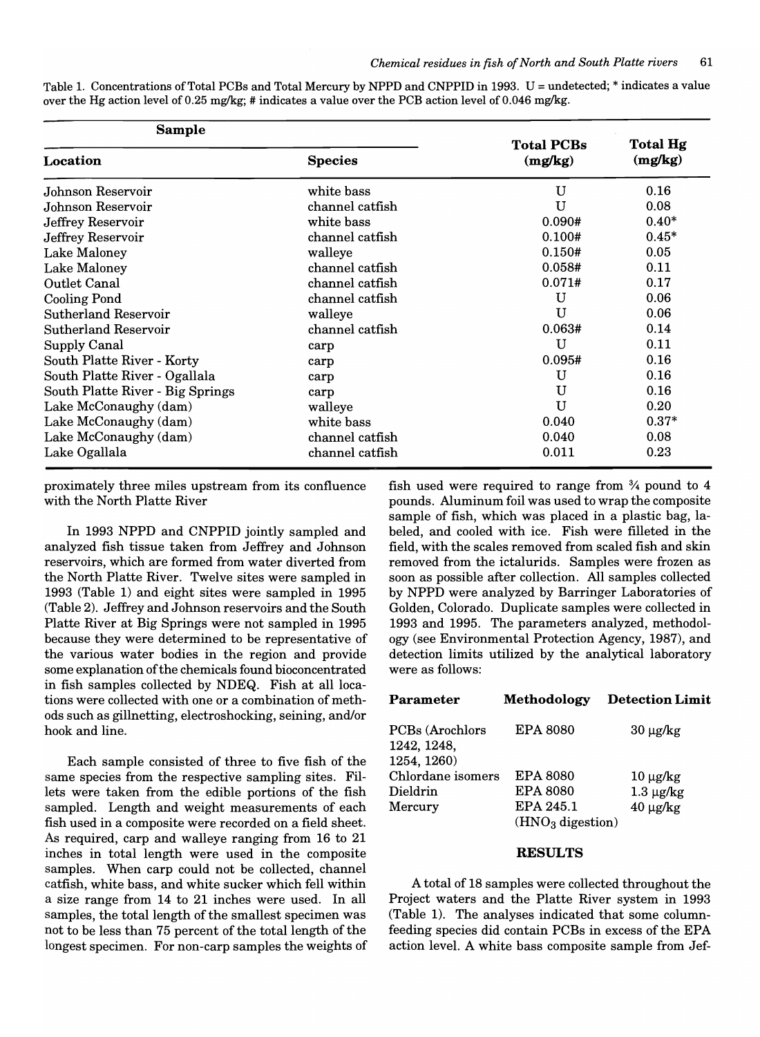Table 1. Concentrations of Total PCBs and Total Mercury by NPPD and CNPPID in 1993. U = undetected; * indicates a value over the Hg action level of 0.25 mg/kg; # indicates a value over the PCB action level of 0.046 mg/kg.

| Sample | | Total PCBs (mg/kg) | Total Hg (mg/kg) |
|---|---|---|---|
| **Location** | **Species** | | |
| Johnson Reservoir | white bass | U | 0.16 |
| Johnson Reservoir | channel catfish | U | 0.08 |
| Jeffrey Reservoir | white bass | 0.090# | 0.40* |
| Jeffrey Reservoir | channel catfish | 0.100# | 0.45* |
| Lake Maloney | walleye | 0.150# | 0.05 |
| Lake Maloney | channel catfish | 0.058# | 0.11 |
| Outlet Canal | channel catfish | 0.071# | 0.17 |
| Cooling Pond | channel catfish | U | 0.06 |
| Sutherland Reservoir | walleye | U | 0.06 |
| Sutherland Reservoir | channel catfish | 0.063# | 0.14 |
| Supply Canal | carp | U | 0.11 |
| South Platte River - Korty | carp | 0.095# | 0.16 |
| South Platte River - Ogallala | carp | U | 0.16 |
| South Platte River - Big Springs | carp | U | 0.16 |
| Lake McConaughy (dam) | walleye | U | 0.20 |
| Lake McConaughy (dam) | white bass | 0.040 | 0.37* |
| Lake McConaughy (dam) | channel catfish | 0.040 | 0.08 |
| Lake Ogallala | channel catfish | 0.011 | 0.23 |

proximately three miles upstream from its confluence with the North Platte River

In 1993 NPPD and CNPPID jointly sampled and analyzed fish tissue taken from Jeffrey and Johnson reservoirs, which are formed from water diverted from the North Platte River. Twelve sites were sampled in 1993 (Table 1) and eight sites were sampled in 1995 (Table 2). Jeffrey and Johnson reservoirs and the South Platte River at Big Springs were not sampled in 1995 because they were determined to be representative of the various water bodies in the region and provide some explanation of the chemicals found bioconcentrated in fish samples collected by NDEQ. Fish at all locations were collected with one or a combination of methods such as gillnetting, electroshocking, seining, and/or hook and line.

Each sample consisted of three to five fish of the same species from the respective sampling sites. Fillets were taken from the edible portions of the fish sampled. Length and weight measurements of each fish used in a composite were recorded on a field sheet. As required, carp and walleye ranging from 16 to 21 inches in total length were used in the composite samples. When carp could not be collected, channel catfish, white bass, and white sucker which fell within a size range from 14 to 21 inches were used. In all samples, the total length of the smallest specimen was not to be less than 75 percent of the total length of the longest specimen. For non-carp samples the weights of fish used were required to range from ¾ pound to 4 pounds. Aluminum foil was used to wrap the composite sample of fish, which was placed in a plastic bag, labeled, and cooled with ice. Fish were filleted in the field, with the scales removed from scaled fish and skin removed from the ictalurids. Samples were frozen as soon as possible after collection. All samples collected by NPPD were analyzed by Barringer Laboratories of Golden, Colorado. Duplicate samples were collected in 1993 and 1995. The parameters analyzed, methodology (see Environmental Protection Agency, 1987), and detection limits utilized by the analytical laboratory were as follows:

| Parameter | Methodology | Detection Limit |
|---|---|---|
| PCBs (Arochlors 1242, 1248, 1254, 1260) | EPA 8080 | 30 μg/kg |
| Chlordane isomers | EPA 8080 | 10 μg/kg |
| Dieldrin | EPA 8080 | 1.3 μg/kg |
| Mercury | EPA 245.1 ($HNO_3$ digestion) | 40 μg/kg |

## RESULTS

A total of 18 samples were collected throughout the Project waters and the Platte River system in 1993 (Table 1). The analyses indicated that some column-feeding species did contain PCBs in excess of the EPA action level. A white bass composite sample from Jef-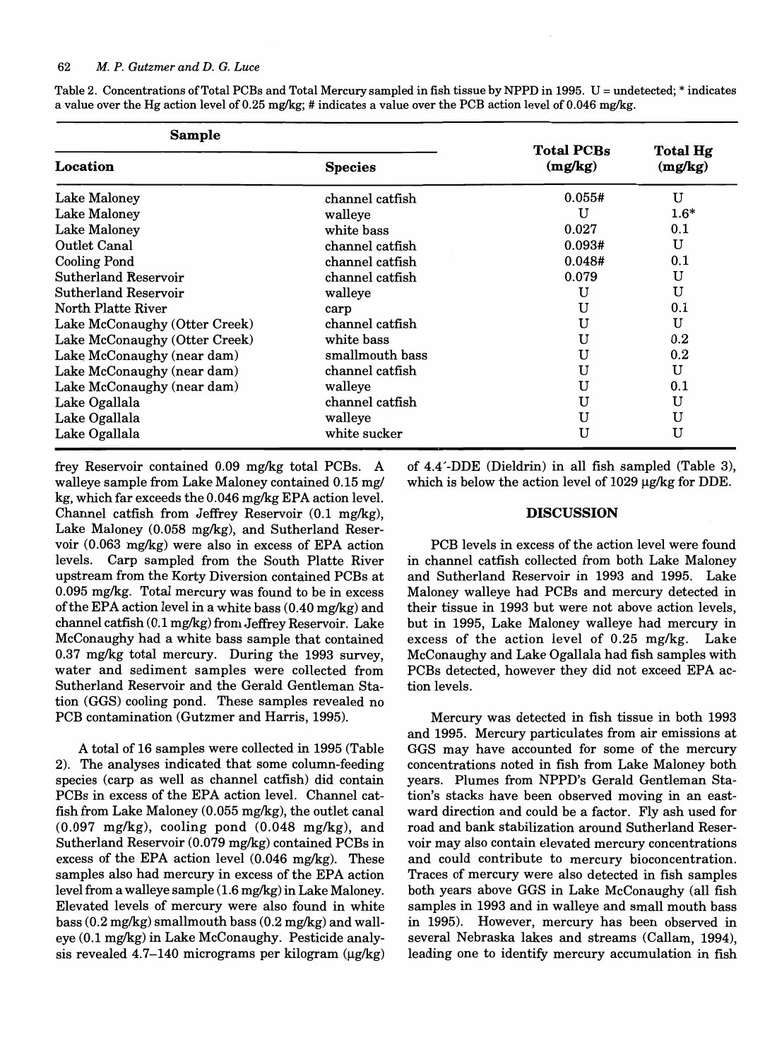Table 2. Concentrations of Total PCBs and Total Mercury sampled in fish tissue by NPPD in 1995. U = undetected; * indicates a value over the Hg action level of 0.25 mg/kg; # indicates a value over the PCB action level of 0.046 mg/kg.

| Sample | | Total PCBs (mg/kg) | Total Hg (mg/kg) |
|---|---|---|---|
| Location | Species | | |
| Lake Maloney | channel catfish | 0.055# | U |
| Lake Maloney | walleye | U | 1.6* |
| Lake Maloney | white bass | 0.027 | 0.1 |
| Outlet Canal | channel catfish | 0.093# | U |
| Cooling Pond | channel catfish | 0.048# | 0.1 |
| Sutherland Reservoir | channel catfish | 0.079 | U |
| Sutherland Reservoir | walleye | U | U |
| North Platte River | carp | U | 0.1 |
| Lake McConaughy (Otter Creek) | channel catfish | U | U |
| Lake McConaughy (Otter Creek) | white bass | U | 0.2 |
| Lake McConaughy (near dam) | smallmouth bass | U | 0.2 |
| Lake McConaughy (near dam) | channel catfish | U | U |
| Lake McConaughy (near dam) | walleye | U | 0.1 |
| Lake Ogallala | channel catfish | U | U |
| Lake Ogallala | walleye | U | U |
| Lake Ogallala | white sucker | U | U |

frey Reservoir contained 0.09 mg/kg total PCBs. A walleye sample from Lake Maloney contained 0.15 mg/kg, which far exceeds the 0.046 mg/kg EPA action level. Channel catfish from Jeffrey Reservoir (0.1 mg/kg), Lake Maloney (0.058 mg/kg), and Sutherland Reservoir (0.063 mg/kg) were also in excess of EPA action levels. Carp sampled from the South Platte River upstream from the Korty Diversion contained PCBs at 0.095 mg/kg. Total mercury was found to be in excess of the EPA action level in a white bass (0.40 mg/kg) and channel catfish (0.1 mg/kg) from Jeffrey Reservoir. Lake McConaughy had a white bass sample that contained 0.37 mg/kg total mercury. During the 1993 survey, water and sediment samples were collected from Sutherland Reservoir and the Gerald Gentleman Station (GGS) cooling pond. These samples revealed no PCB contamination (Gutzmer and Harris, 1995).

A total of 16 samples were collected in 1995 (Table 2). The analyses indicated that some column-feeding species (carp as well as channel catfish) did contain PCBs in excess of the EPA action level. Channel catfish from Lake Maloney (0.055 mg/kg), the outlet canal (0.097 mg/kg), cooling pond (0.048 mg/kg), and Sutherland Reservoir (0.079 mg/kg) contained PCBs in excess of the EPA action level (0.046 mg/kg). These samples also had mercury in excess of the EPA action level from a walleye sample (1.6 mg/kg) in Lake Maloney. Elevated levels of mercury were also found in white bass (0.2 mg/kg) smallmouth bass (0.2 mg/kg) and walleye (0.1 mg/kg) in Lake McConaughy. Pesticide analysis revealed 4.7–140 micrograms per kilogram (µg/kg) of 4.4´-DDE (Dieldrin) in all fish sampled (Table 3), which is below the action level of 1029 µg/kg for DDE.

## DISCUSSION

PCB levels in excess of the action level were found in channel catfish collected from both Lake Maloney and Sutherland Reservoir in 1993 and 1995. Lake Maloney walleye had PCBs and mercury detected in their tissue in 1993 but were not above action levels, but in 1995, Lake Maloney walleye had mercury in excess of the action level of 0.25 mg/kg. Lake McConaughy and Lake Ogallala had fish samples with PCBs detected, however they did not exceed EPA action levels.

Mercury was detected in fish tissue in both 1993 and 1995. Mercury particulates from air emissions at GGS may have accounted for some of the mercury concentrations noted in fish from Lake Maloney both years. Plumes from NPPD's Gerald Gentleman Station's stacks have been observed moving in an eastward direction and could be a factor. Fly ash used for road and bank stabilization around Sutherland Reservoir may also contain elevated mercury concentrations and could contribute to mercury bioconcentration. Traces of mercury were also detected in fish samples both years above GGS in Lake McConaughy (all fish samples in 1993 and in walleye and small mouth bass in 1995). However, mercury has been observed in several Nebraska lakes and streams (Callam, 1994), leading one to identify mercury accumulation in fish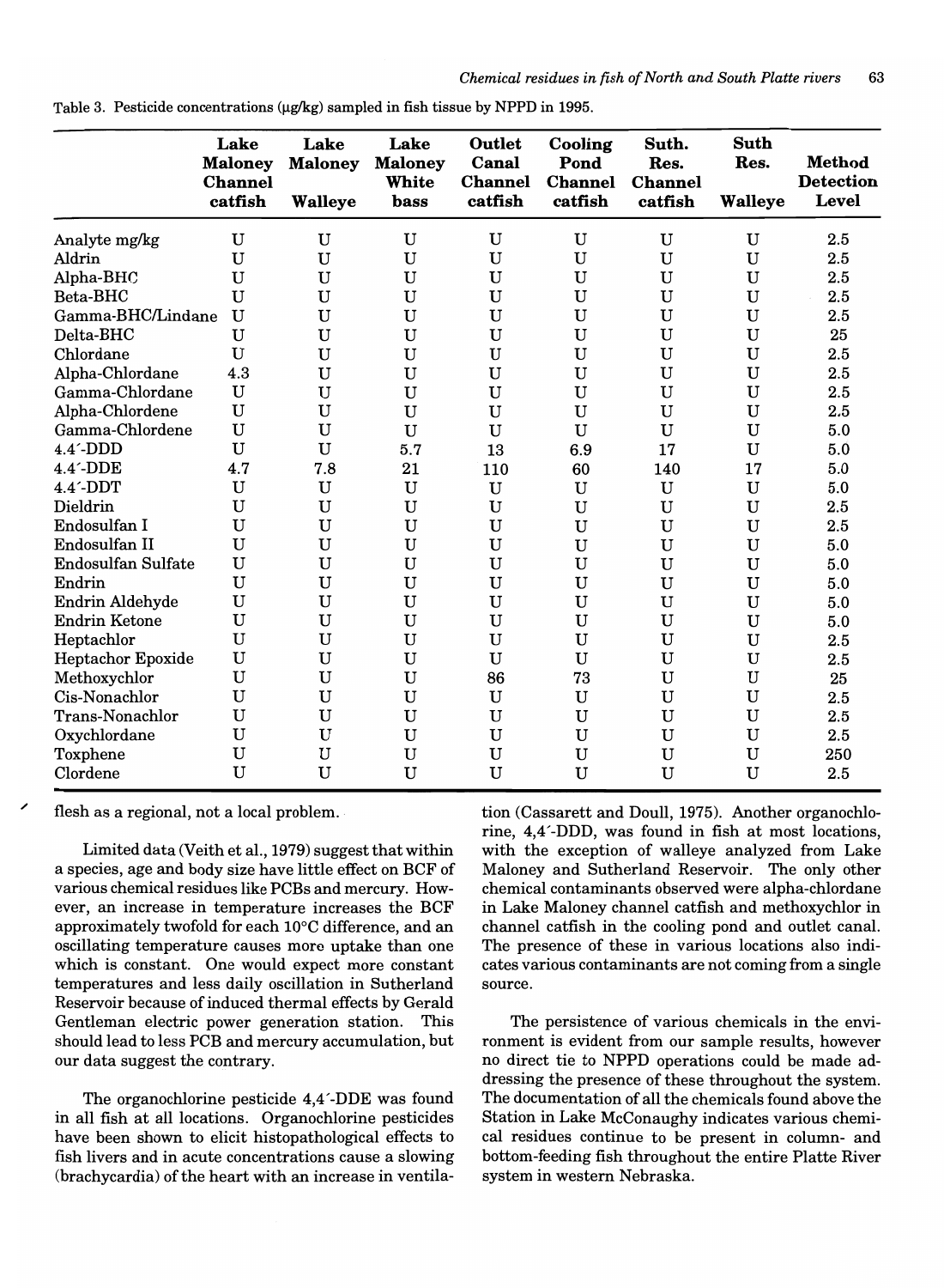Table 3. Pesticide concentrations (µg/kg) sampled in fish tissue by NPPD in 1995.

| | Lake Maloney Channel catfish | Lake Maloney Walleye | Lake Maloney White bass | Outlet Canal Channel catfish | Cooling Pond Channel catfish | Suth. Res. Channel catfish | Suth Res. Walleye | Method Detection Level |
|---|---|---|---|---|---|---|---|---|
| Analyte mg/kg | U | U | U | U | U | U | U | 2.5 |
| Aldrin | U | U | U | U | U | U | U | 2.5 |
| Alpha-BHC | U | U | U | U | U | U | U | 2.5 |
| Beta-BHC | U | U | U | U | U | U | U | 2.5 |
| Gamma-BHC/Lindane | U | U | U | U | U | U | U | 2.5 |
| Delta-BHC | U | U | U | U | U | U | U | 25 |
| Chlordane | U | U | U | U | U | U | U | 2.5 |
| Alpha-Chlordane | 4.3 | U | U | U | U | U | U | 2.5 |
| Gamma-Chlordane | U | U | U | U | U | U | U | 2.5 |
| Alpha-Chlordene | U | U | U | U | U | U | U | 2.5 |
| Gamma-Chlordene | U | U | U | U | U | U | U | 5.0 |
| 4.4´-DDD | U | U | 5.7 | 13 | 6.9 | 17 | U | 5.0 |
| 4.4´-DDE | 4.7 | 7.8 | 21 | 110 | 60 | 140 | 17 | 5.0 |
| 4.4´-DDT | U | U | U | U | U | U | U | 5.0 |
| Dieldrin | U | U | U | U | U | U | U | 2.5 |
| Endosulfan I | U | U | U | U | U | U | U | 2.5 |
| Endosulfan II | U | U | U | U | U | U | U | 5.0 |
| Endosulfan Sulfate | U | U | U | U | U | U | U | 5.0 |
| Endrin | U | U | U | U | U | U | U | 5.0 |
| Endrin Aldehyde | U | U | U | U | U | U | U | 5.0 |
| Endrin Ketone | U | U | U | U | U | U | U | 5.0 |
| Heptachlor | U | U | U | U | U | U | U | 2.5 |
| Heptachor Epoxide | U | U | U | U | U | U | U | 2.5 |
| Methoxychlor | U | U | U | 86 | 73 | U | U | 25 |
| Cis-Nonachlor | U | U | U | U | U | U | U | 2.5 |
| Trans-Nonachlor | U | U | U | U | U | U | U | 2.5 |
| Oxychlordane | U | U | U | U | U | U | U | 2.5 |
| Toxphene | U | U | U | U | U | U | U | 250 |
| Clordene | U | U | U | U | U | U | U | 2.5 |

flesh as a regional, not a local problem.

Limited data (Veith et al., 1979) suggest that within a species, age and body size have little effect on BCF of various chemical residues like PCBs and mercury. However, an increase in temperature increases the BCF approximately twofold for each 10°C difference, and an oscillating temperature causes more uptake than one which is constant. One would expect more constant temperatures and less daily oscillation in Sutherland Reservoir because of induced thermal effects by Gerald Gentleman electric power generation station. This should lead to less PCB and mercury accumulation, but our data suggest the contrary.

The organochlorine pesticide 4,4´-DDE was found in all fish at all locations. Organochlorine pesticides have been shown to elicit histopathological effects to fish livers and in acute concentrations cause a slowing (brachycardia) of the heart with an increase in ventilation (Cassarett and Doull, 1975). Another organochlorine, 4,4´-DDD, was found in fish at most locations, with the exception of walleye analyzed from Lake Maloney and Sutherland Reservoir. The only other chemical contaminants observed were alpha-chlordane in Lake Maloney channel catfish and methoxychlor in channel catfish in the cooling pond and outlet canal. The presence of these in various locations also indicates various contaminants are not coming from a single source.

The persistence of various chemicals in the environment is evident from our sample results, however no direct tie to NPPD operations could be made addressing the presence of these throughout the system. The documentation of all the chemicals found above the Station in Lake McConaughy indicates various chemical residues continue to be present in column- and bottom-feeding fish throughout the entire Platte River system in western Nebraska.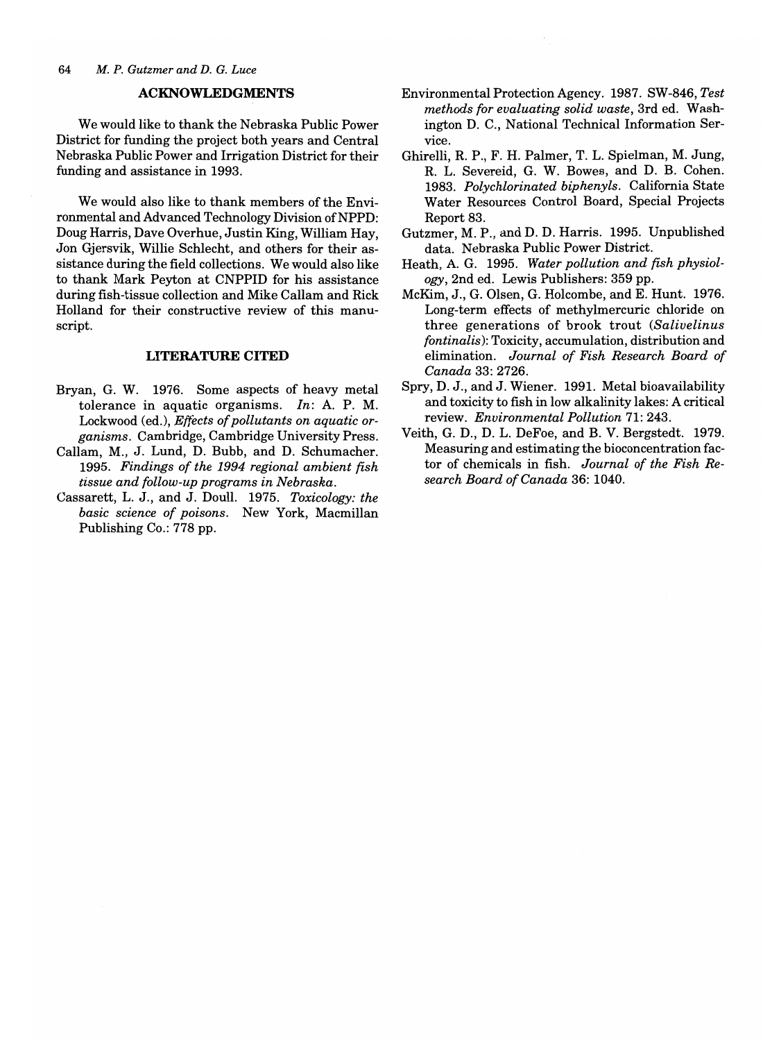## ACKNOWLEDGMENTS

We would like to thank the Nebraska Public Power District for funding the project both years and Central Nebraska Public Power and Irrigation District for their funding and assistance in 1993.

We would also like to thank members of the Environmental and Advanced Technology Division of NPPD: Doug Harris, Dave Overhue, Justin King, William Hay, Jon Gjersvik, Willie Schlecht, and others for their assistance during the field collections. We would also like to thank Mark Peyton at CNPPID for his assistance during fish-tissue collection and Mike Callam and Rick Holland for their constructive review of this manuscript.

## LITERATURE CITED

Bryan, G. W. 1976. Some aspects of heavy metal tolerance in aquatic organisms. *In*: A. P. M. Lockwood (ed.), *Effects of pollutants on aquatic organisms*. Cambridge, Cambridge University Press.

Callam, M., J. Lund, D. Bubb, and D. Schumacher. 1995. *Findings of the 1994 regional ambient fish tissue and follow-up programs in Nebraska*.

Cassarett, L. J., and J. Doull. 1975. *Toxicology: the basic science of poisons*. New York, Macmillan Publishing Co.: 778 pp.

Environmental Protection Agency. 1987. SW-846, *Test methods for evaluating solid waste*, 3rd ed. Washington D. C., National Technical Information Service.

Ghirelli, R. P., F. H. Palmer, T. L. Spielman, M. Jung, R. L. Severeid, G. W. Bowes, and D. B. Cohen. 1983. *Polychlorinated biphenyls*. California State Water Resources Control Board, Special Projects Report 83.

Gutzmer, M. P., and D. D. Harris. 1995. Unpublished data. Nebraska Public Power District.

Heath, A. G. 1995. *Water pollution and fish physiology*, 2nd ed. Lewis Publishers: 359 pp.

McKim, J., G. Olsen, G. Holcombe, and E. Hunt. 1976. Long-term effects of methylmercuric chloride on three generations of brook trout (*Salivelinus fontinalis*): Toxicity, accumulation, distribution and elimination. *Journal of Fish Research Board of Canada* 33: 2726.

Spry, D. J., and J. Wiener. 1991. Metal bioavailability and toxicity to fish in low alkalinity lakes: A critical review. *Environmental Pollution* 71: 243.

Veith, G. D., D. L. DeFoe, and B. V. Bergstedt. 1979. Measuring and estimating the bioconcentration factor of chemicals in fish. *Journal of the Fish Research Board of Canada* 36: 1040.